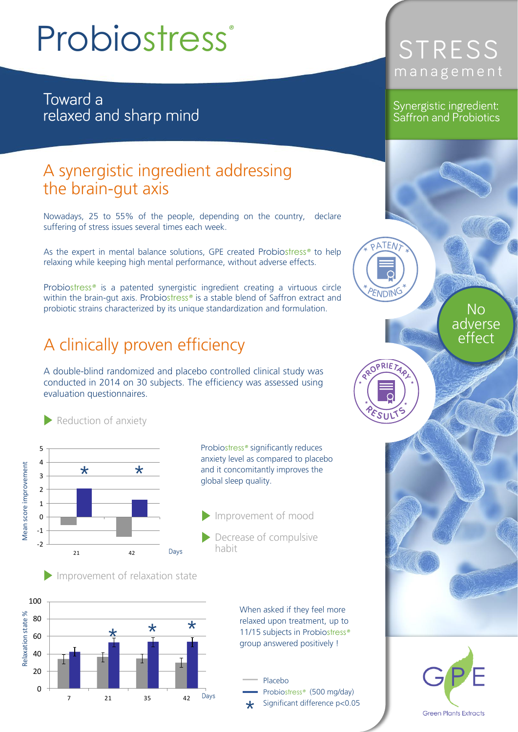# Probiostress®

## Toward a relaxed and sharp mind

STRESS management

Synergistic ingredient: Saffron and Probiotics

PATENT PENDING

No adverse effect

PROPRIETARY RESULTS

## A synergistic ingredient addressing the brain-gut axis

Nowadays, 25 to 55% of the people, depending on the country, declare suffering of stress issues several times each week.

As the expert in mental balance solutions, GPE created Probiostress® to help relaxing while keeping high mental performance, without adverse effects.

Probiostress® is a patented synergistic ingredient creating a virtuous circle within the brain-gut axis. Probiostress® is a stable blend of Saffron extract and probiotic strains characterized by its unique standardization and formulation.

## A clinically proven efficiency

A double-blind randomized and placebo controlled clinical study was conducted in 2014 on 30 subjects. The efficiency was assessed using evaluation questionnaires.

- Reduction of anxiety

Probiostress® significantly reduces anxiety level as compared to placebo and it concomitantly improves the global sleep quality.

- Improvement of mood
- Decrease of compulsive habit

- Improvement of relaxation state

When asked if they feel more relaxed upon treatment, up to 11/15 subjects in Probiostress® group answered positively !

Placebo
Probiostress® (500 mg/day)
* Significant difference $p<0.05$

GPE Green Plants Extracts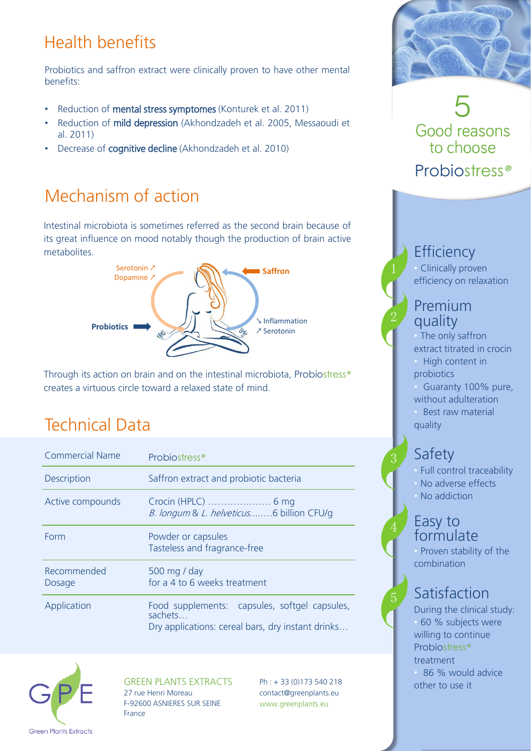## Health benefits

Probiotics and saffron extract were clinically proven to have other mental benefits:

- Reduction of **mental stress symptomes** (Konturek et al. 2011)
- Reduction of **mild depression** (Akhondzadeh et al. 2005, Messaoudi et al. 2011)
- Decrease of **cognitive decline** (Akhondzadeh et al. 2010)

## Mechanism of action

Intestinal microbiota is sometimes referred as the second brain because of its great influence on mood notably though the production of brain active metabolites.

Serotonin ↗
Dopamine ↗
Probiotics
Saffron
↘ Inflammation
↗ Serotonin

Through its action on brain and on the intestinal microbiota, Probiostress® creates a virtuous circle toward a relaxed state of mind.

## Technical Data

| | |
|---|---|
| Commercial Name | Probiostress® |
| Description | Saffron extract and probiotic bacteria |
| Active compounds | Crocin (HPLC) .................... 6 mg<br>*B. longum* & *L. helveticus*........6 billion CFU/g |
| Form | Powder or capsules<br>Tasteless and fragrance-free |
| Recommended Dosage | 500 mg / day<br>for a 4 to 6 weeks treatment |
| Application | Food supplements: capsules, softgel capsules, sachets…<br>Dry applications: cereal bars, dry instant drinks… |

GPE
Green Plants Extracts

GREEN PLANTS EXTRACTS
27 rue Henri Moreau
F-92600 ASNIERES SUR SEINE
France

Ph : + 33 (0)173 540 218
contact@greenplants.eu
www.greenplants.eu

# 5 Good reasons to choose Probiostress®

### 1 Efficiency

- Clinically proven efficiency on relaxation

### 2 Premium quality

- The only saffron extract titrated in crocin
- High content in probiotics
- Guaranty 100% pure, without adulteration
- Best raw material quality

### 3 Safety

- Full control traceability
- No adverse effects
- No addiction

### 4 Easy to formulate

- Proven stability of the combination

### 5 Satisfaction

During the clinical study:

- 60 % subjects were willing to continue Probiostress® treatment
- 86 % would advice other to use it